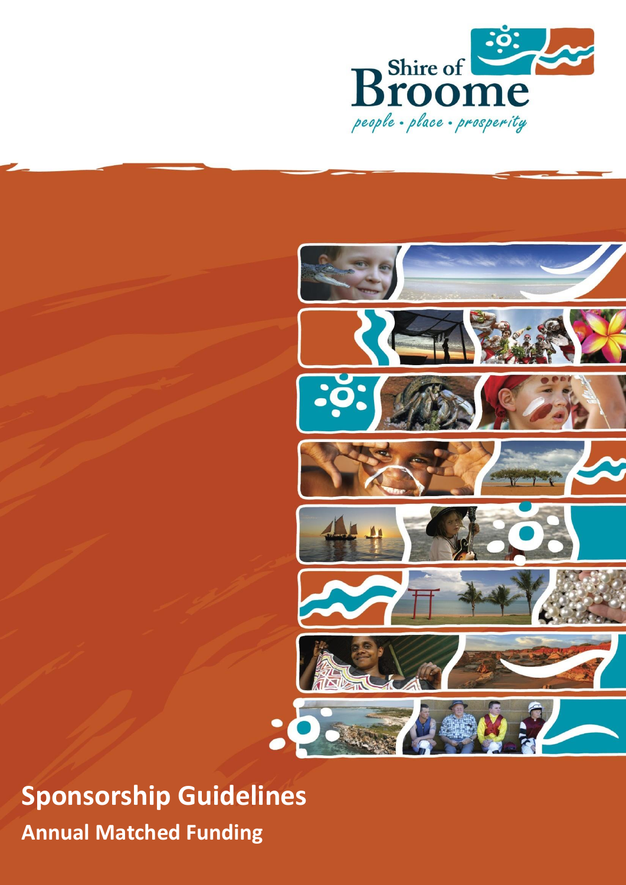Shire of Broome

*people • place • prosperity*

# Sponsorship Guidelines

## Annual Matched Funding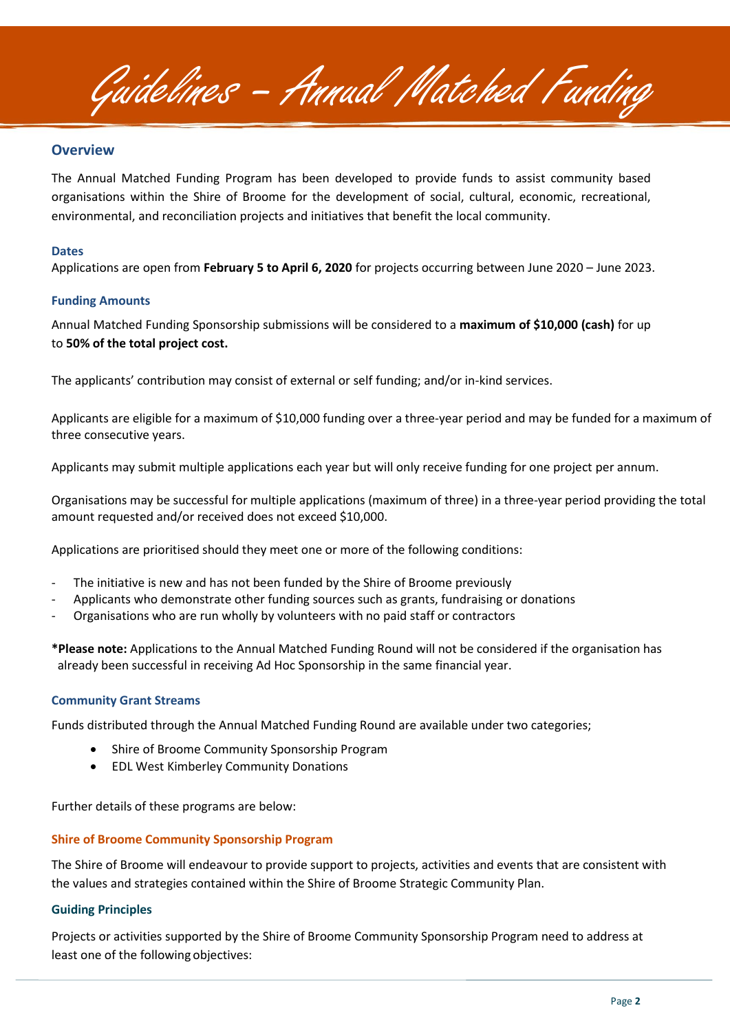# Guidelines – Annual Matched Funding

## Overview

The Annual Matched Funding Program has been developed to provide funds to assist community based organisations within the Shire of Broome for the development of social, cultural, economic, recreational, environmental, and reconciliation projects and initiatives that benefit the local community.

### Dates

Applications are open from **February 5 to April 6, 2020** for projects occurring between June 2020 – June 2023.

### Funding Amounts

Annual Matched Funding Sponsorship submissions will be considered to a **maximum of $10,000 (cash)** for up to **50% of the total project cost.**

The applicants' contribution may consist of external or self funding; and/or in-kind services.

Applicants are eligible for a maximum of $10,000 funding over a three-year period and may be funded for a maximum of three consecutive years.

Applicants may submit multiple applications each year but will only receive funding for one project per annum.

Organisations may be successful for multiple applications (maximum of three) in a three-year period providing the total amount requested and/or received does not exceed $10,000.

Applications are prioritised should they meet one or more of the following conditions:

- The initiative is new and has not been funded by the Shire of Broome previously
- Applicants who demonstrate other funding sources such as grants, fundraising or donations
- Organisations who are run wholly by volunteers with no paid staff or contractors

***Please note:** Applications to the Annual Matched Funding Round will not be considered if the organisation has already been successful in receiving Ad Hoc Sponsorship in the same financial year.

### Community Grant Streams

Funds distributed through the Annual Matched Funding Round are available under two categories;

- Shire of Broome Community Sponsorship Program
- EDL West Kimberley Community Donations

Further details of these programs are below:

### Shire of Broome Community Sponsorship Program

The Shire of Broome will endeavour to provide support to projects, activities and events that are consistent with the values and strategies contained within the Shire of Broome Strategic Community Plan.

### Guiding Principles

Projects or activities supported by the Shire of Broome Community Sponsorship Program need to address at least one of the following objectives: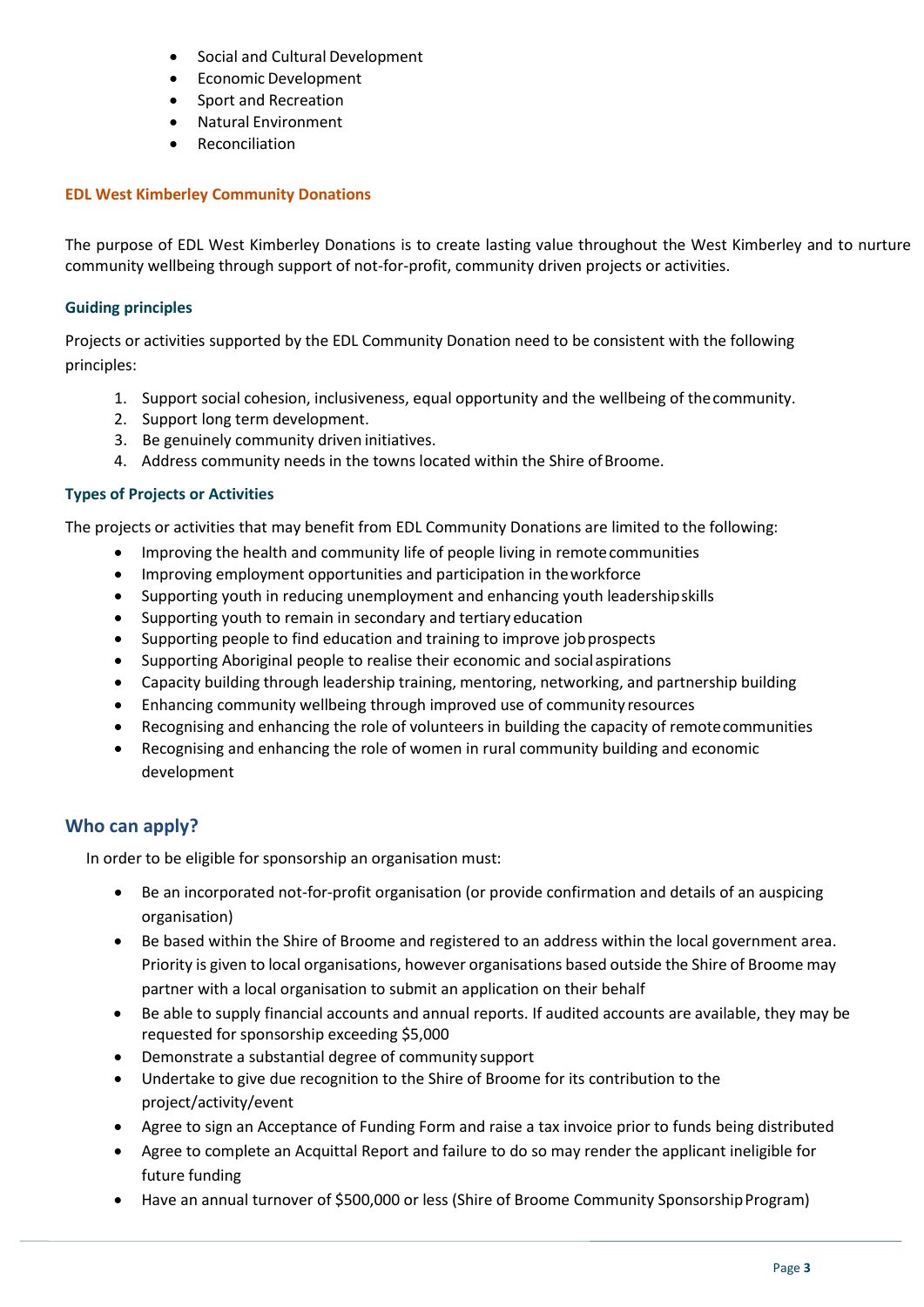- Social and Cultural Development
- Economic Development
- Sport and Recreation
- Natural Environment
- Reconciliation

### EDL West Kimberley Community Donations

The purpose of EDL West Kimberley Donations is to create lasting value throughout the West Kimberley and to nurture community wellbeing through support of not-for-profit, community driven projects or activities.

#### Guiding principles

Projects or activities supported by the EDL Community Donation need to be consistent with the following principles:

1. Support social cohesion, inclusiveness, equal opportunity and the wellbeing of the community.
2. Support long term development.
3. Be genuinely community driven initiatives.
4. Address community needs in the towns located within the Shire of Broome.

#### Types of Projects or Activities

The projects or activities that may benefit from EDL Community Donations are limited to the following:

- Improving the health and community life of people living in remote communities
- Improving employment opportunities and participation in the workforce
- Supporting youth in reducing unemployment and enhancing youth leadership skills
- Supporting youth to remain in secondary and tertiary education
- Supporting people to find education and training to improve job prospects
- Supporting Aboriginal people to realise their economic and social aspirations
- Capacity building through leadership training, mentoring, networking, and partnership building
- Enhancing community wellbeing through improved use of community resources
- Recognising and enhancing the role of volunteers in building the capacity of remote communities
- Recognising and enhancing the role of women in rural community building and economic development

## Who can apply?

In order to be eligible for sponsorship an organisation must:

- Be an incorporated not-for-profit organisation (or provide confirmation and details of an auspicing organisation)
- Be based within the Shire of Broome and registered to an address within the local government area. Priority is given to local organisations, however organisations based outside the Shire of Broome may partner with a local organisation to submit an application on their behalf
- Be able to supply financial accounts and annual reports. If audited accounts are available, they may be requested for sponsorship exceeding $5,000
- Demonstrate a substantial degree of community support
- Undertake to give due recognition to the Shire of Broome for its contribution to the project/activity/event
- Agree to sign an Acceptance of Funding Form and raise a tax invoice prior to funds being distributed
- Agree to complete an Acquittal Report and failure to do so may render the applicant ineligible for future funding
- Have an annual turnover of $500,000 or less (Shire of Broome Community Sponsorship Program)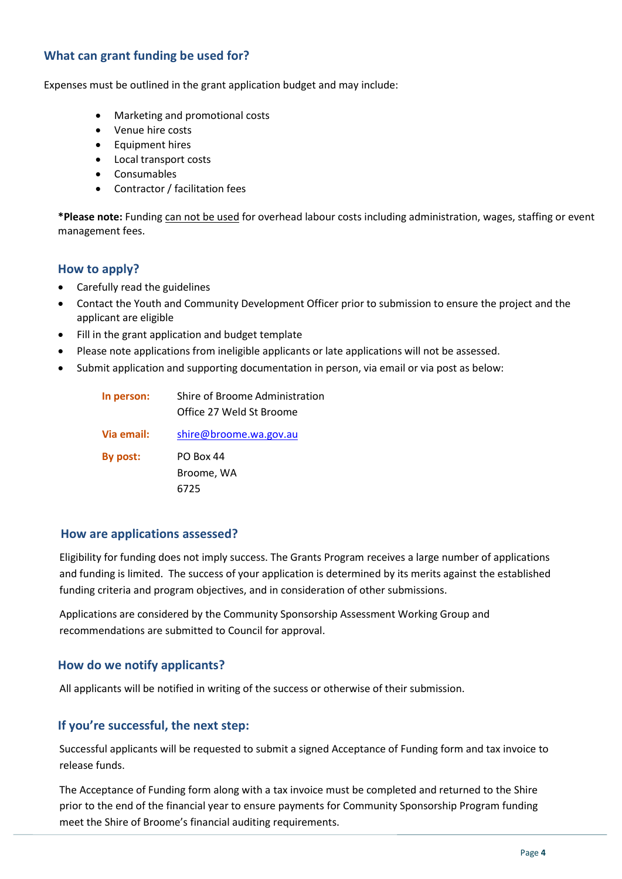## What can grant funding be used for?

Expenses must be outlined in the grant application budget and may include:

- Marketing and promotional costs
- Venue hire costs
- Equipment hires
- Local transport costs
- Consumables
- Contractor / facilitation fees

***Please note:** Funding can not be used for overhead labour costs including administration, wages, staffing or event management fees.

## How to apply?

- Carefully read the guidelines
- Contact the Youth and Community Development Officer prior to submission to ensure the project and the applicant are eligible
- Fill in the grant application and budget template
- Please note applications from ineligible applicants or late applications will not be assessed.
- Submit application and supporting documentation in person, via email or via post as below:

**In person:** Shire of Broome Administration Office 27 Weld St Broome

**Via email:** shire@broome.wa.gov.au

**By post:** PO Box 44
Broome, WA
6725

## How are applications assessed?

Eligibility for funding does not imply success. The Grants Program receives a large number of applications and funding is limited. The success of your application is determined by its merits against the established funding criteria and program objectives, and in consideration of other submissions.

Applications are considered by the Community Sponsorship Assessment Working Group and recommendations are submitted to Council for approval.

## How do we notify applicants?

All applicants will be notified in writing of the success or otherwise of their submission.

## If you're successful, the next step:

Successful applicants will be requested to submit a signed Acceptance of Funding form and tax invoice to release funds.

The Acceptance of Funding form along with a tax invoice must be completed and returned to the Shire prior to the end of the financial year to ensure payments for Community Sponsorship Program funding meet the Shire of Broome's financial auditing requirements.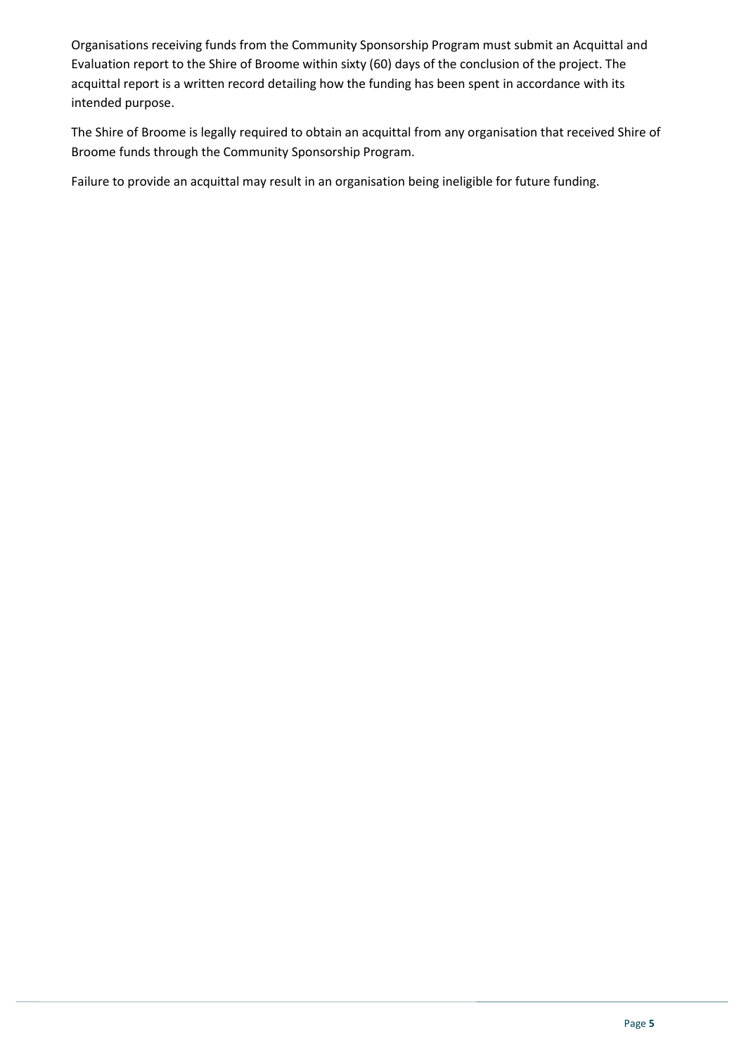Organisations receiving funds from the Community Sponsorship Program must submit an Acquittal and Evaluation report to the Shire of Broome within sixty (60) days of the conclusion of the project. The acquittal report is a written record detailing how the funding has been spent in accordance with its intended purpose.

The Shire of Broome is legally required to obtain an acquittal from any organisation that received Shire of Broome funds through the Community Sponsorship Program.

Failure to provide an acquittal may result in an organisation being ineligible for future funding.